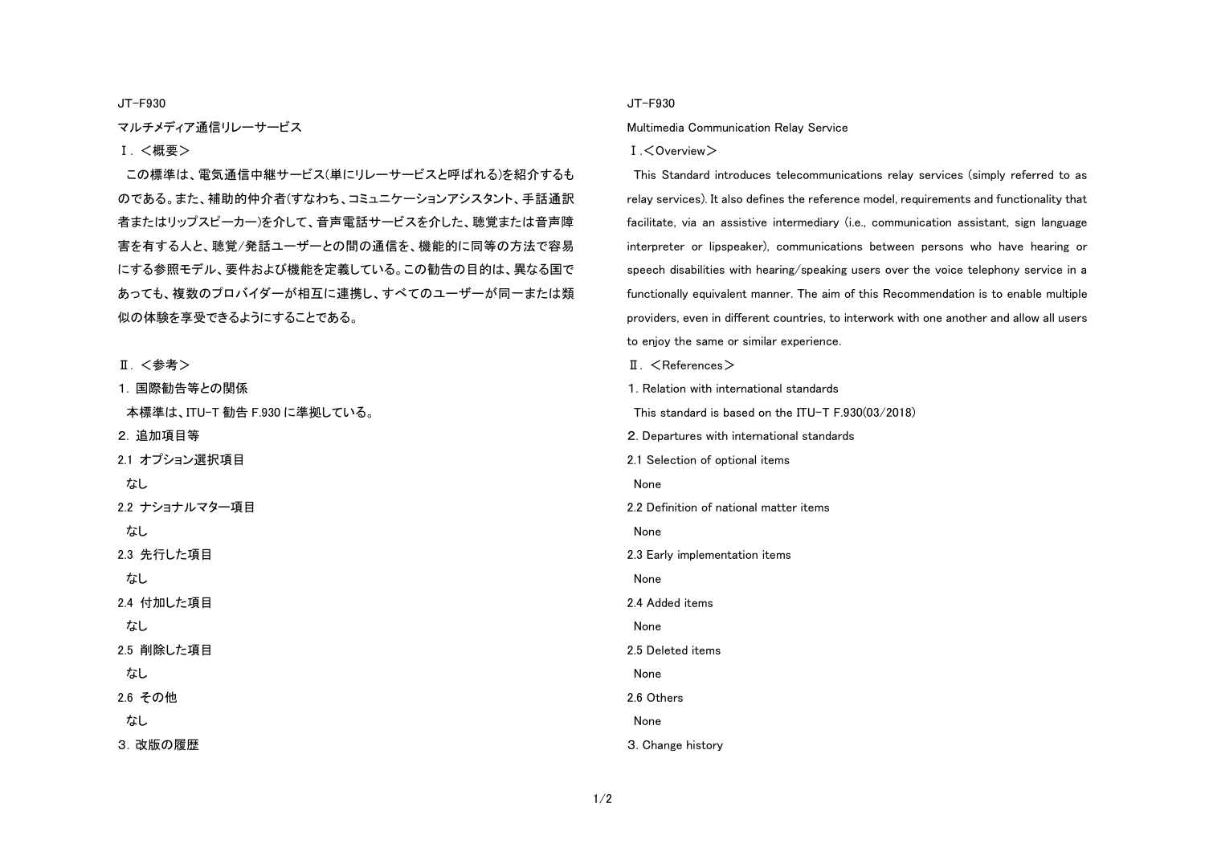JT-F930

マルチメディア通信リレーサービス

Ⅰ．＜概要＞

この標準は、電気通信中継サービス(単にリレーサービスと呼ばれる)を紹介するものである。また、補助的仲介者(すなわち、コミュニケーションアシスタント、手話通訳者またはリップスピーカー)を介して、音声電話サービスを介した、聴覚または音声障害を有する人と、聴覚/発話ユーザーとの間の通信を、機能的に同等の方法で容易にする参照モデル、要件および機能を定義している。この勧告の目的は、異なる国であっても、複数のプロバイダーが相互に連携し、すべてのユーザーが同一または類似の体験を享受できるようにすることである。

Ⅱ．＜参考＞

1．国際勧告等との関係

本標準は、ITU-T 勧告 F.930 に準拠している。

2．追加項目等

2.1 オプション選択項目

なし

2.2 ナショナルマター項目

なし

2.3 先行した項目

なし

2.4 付加した項目

なし

2.5 削除した項目

なし

2.6 その他

なし

3．改版の履歴

JT-F930

Multimedia Communication Relay Service

Ⅰ.＜Overview＞

This Standard introduces telecommunications relay services (simply referred to as relay services). It also defines the reference model, requirements and functionality that facilitate, via an assistive intermediary (i.e., communication assistant, sign language interpreter or lipspeaker), communications between persons who have hearing or speech disabilities with hearing/speaking users over the voice telephony service in a functionally equivalent manner. The aim of this Recommendation is to enable multiple providers, even in different countries, to interwork with one another and allow all users to enjoy the same or similar experience.

Ⅱ．＜References＞

1. Relation with international standards

This standard is based on the ITU-T F.930(03/2018)

2. Departures with international standards

2.1 Selection of optional items

None

2.2 Definition of national matter items

None

2.3 Early implementation items

None

2.4 Added items

None

2.5 Deleted items

None

2.6 Others

None

3. Change history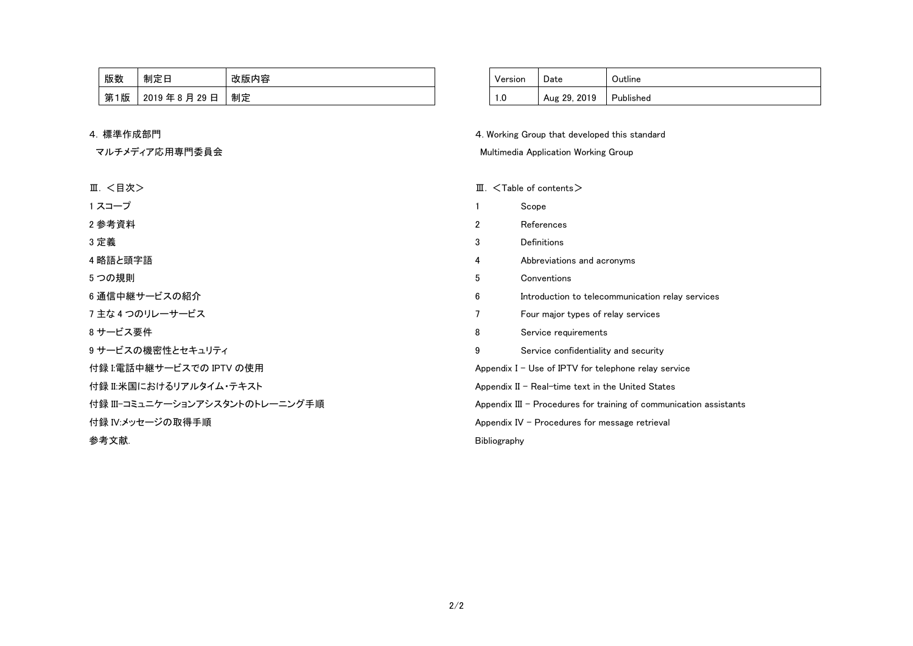| 版数 | 制定日 | 改版内容 |
| --- | --- | --- |
| 第1版 | 2019 年 8 月 29 日 | 制定 |

4. 標準作成部門

マルチメディア応用専門委員会

Ⅲ. ＜目次＞

1 スコープ

2 参考資料

3 定義

4 略語と頭字語

5 つの規則

6 通信中継サービスの紹介

7 主な 4 つのリレーサービス

8 サービス要件

9 サービスの機密性とセキュリティ

付録 I:電話中継サービスでの IPTV の使用

付録 II:米国におけるリアルタイム・テキスト

付録 III-コミュニケーションアシスタントのトレーニング手順

付録 IV:メッセージの取得手順

参考文献.

| Version | Date | Outline |
| --- | --- | --- |
| 1.0 | Aug 29, 2019 | Published |

4. Working Group that developed this standard

Multimedia Application Working Group

Ⅲ. ＜Table of contents＞

1 Scope

2 References

3 Definitions

4 Abbreviations and acronyms

5 Conventions

6 Introduction to telecommunication relay services

7 Four major types of relay services

8 Service requirements

9 Service confidentiality and security

Appendix I – Use of IPTV for telephone relay service

Appendix II – Real-time text in the United States

Appendix III – Procedures for training of communication assistants

Appendix IV – Procedures for message retrieval

Bibliography